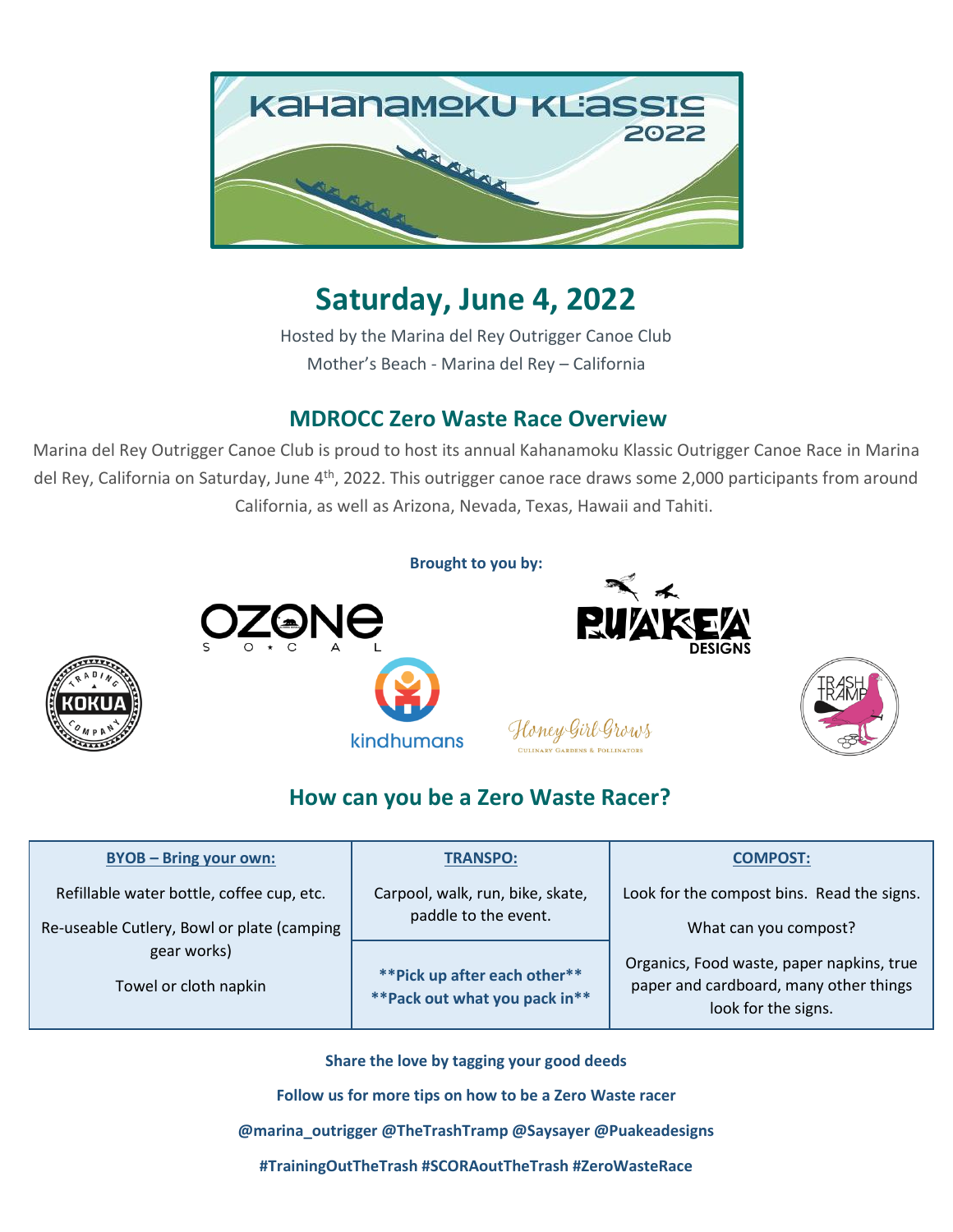# Kahanamoku Klassic 2022

## Saturday, June 4, 2022

Hosted by the Marina del Rey Outrigger Canoe Club

Mother's Beach - Marina del Rey – California

## MDROCC Zero Waste Race Overview

Marina del Rey Outrigger Canoe Club is proud to host its annual Kahanamoku Klassic Outrigger Canoe Race in Marina del Rey, California on Saturday, June 4th, 2022. This outrigger canoe race draws some 2,000 participants from around California, as well as Arizona, Nevada, Texas, Hawaii and Tahiti.

**Brought to you by:**

OZONE SO*CAL

PUAKEA DESIGNS

KOKUA TRADING COMPANY

kindhumans

Honey Girl Grows – Culinary Gardens & Pollinators

TRASH TRAMP

## How can you be a Zero Waste Racer?

| **BYOB – Bring your own:** | **TRANSPO:** | **COMPOST:** |
|---|---|---|
| Refillable water bottle, coffee cup, etc.<br>Re-useable Cutlery, Bowl or plate (camping gear works)<br>Towel or cloth napkin | Carpool, walk, run, bike, skate, paddle to the event.<br><br>**Pick up after each other**<br>**Pack out what you pack in** | Look for the compost bins. Read the signs.<br>What can you compost?<br>Organics, Food waste, paper napkins, true paper and cardboard, many other things look for the signs. |

**Share the love by tagging your good deeds**

**Follow us for more tips on how to be a Zero Waste racer**

**@marina_outrigger @TheTrashTramp @Saysayer @Puakeadesigns**

**#TrainingOutTheTrash #SCORAoutTheTrash #ZeroWasteRace**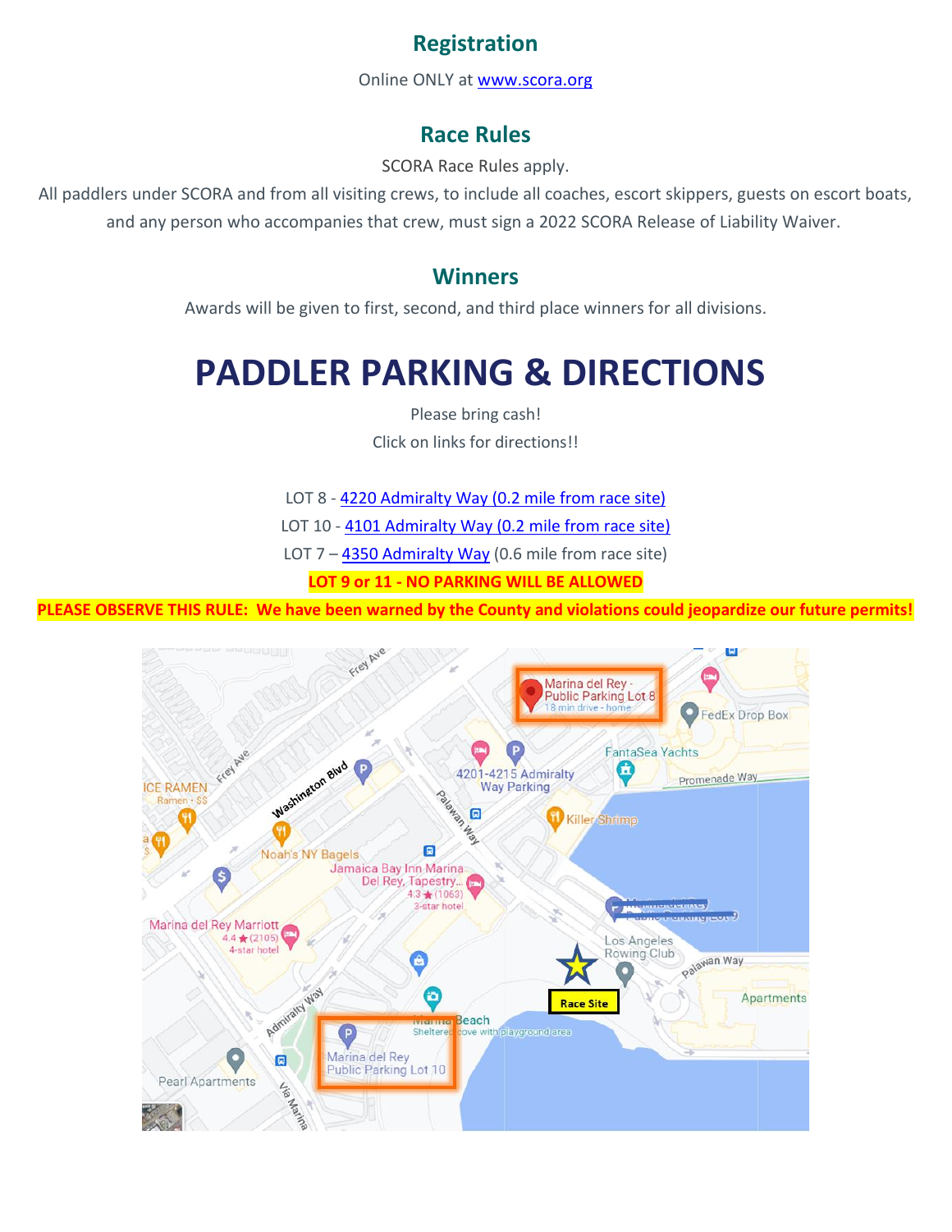## Registration

Online ONLY at [www.scora.org](www.scora.org)

## Race Rules

SCORA Race Rules apply.

All paddlers under SCORA and from all visiting crews, to include all coaches, escort skippers, guests on escort boats, and any person who accompanies that crew, must sign a 2022 SCORA Release of Liability Waiver.

## Winners

Awards will be given to first, second, and third place winners for all divisions.

# PADDLER PARKING & DIRECTIONS

Please bring cash!

Click on links for directions!!

LOT 8 - 4220 Admiralty Way (0.2 mile from race site)

LOT 10 - 4101 Admiralty Way (0.2 mile from race site)

LOT 7 – 4350 Admiralty Way (0.6 mile from race site)

**LOT 9 or 11 - NO PARKING WILL BE ALLOWED**

**PLEASE OBSERVE THIS RULE: We have been warned by the County and violations could jeopardize our future permits!**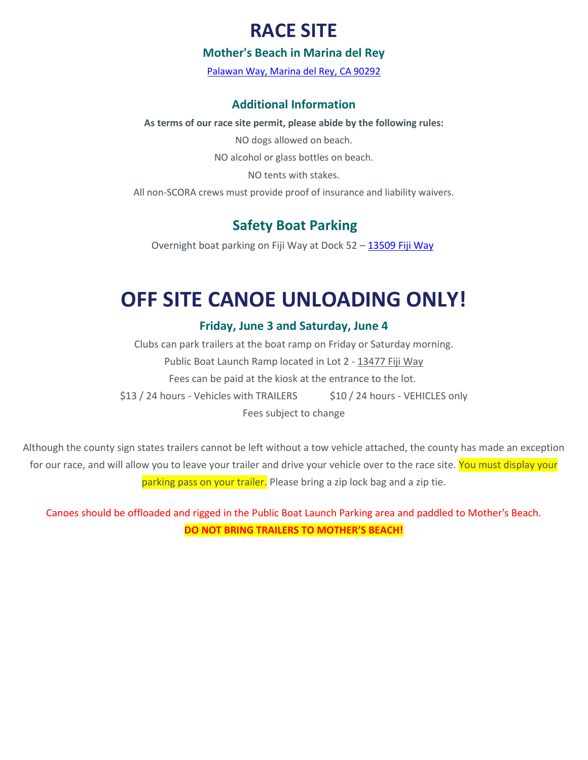# RACE SITE

### Mother's Beach in Marina del Rey

Palawan Way, Marina del Rey, CA 90292

### Additional Information

**As terms of our race site permit, please abide by the following rules:**

NO dogs allowed on beach.

NO alcohol or glass bottles on beach.

NO tents with stakes.

All non-SCORA crews must provide proof of insurance and liability waivers.

## Safety Boat Parking

Overnight boat parking on Fiji Way at Dock 52 – 13509 Fiji Way

# OFF SITE CANOE UNLOADING ONLY!

### Friday, June 3 and Saturday, June 4

Clubs can park trailers at the boat ramp on Friday or Saturday morning.

Public Boat Launch Ramp located in Lot 2 - 13477 Fiji Way

Fees can be paid at the kiosk at the entrance to the lot.

$13 / 24 hours - Vehicles with TRAILERS $10 / 24 hours - VEHICLES only

Fees subject to change

Although the county sign states trailers cannot be left without a tow vehicle attached, the county has made an exception for our race, and will allow you to leave your trailer and drive your vehicle over to the race site. You must display your parking pass on your trailer. Please bring a zip lock bag and a zip tie.

Canoes should be offloaded and rigged in the Public Boat Launch Parking area and paddled to Mother's Beach.

**DO NOT BRING TRAILERS TO MOTHER'S BEACH!**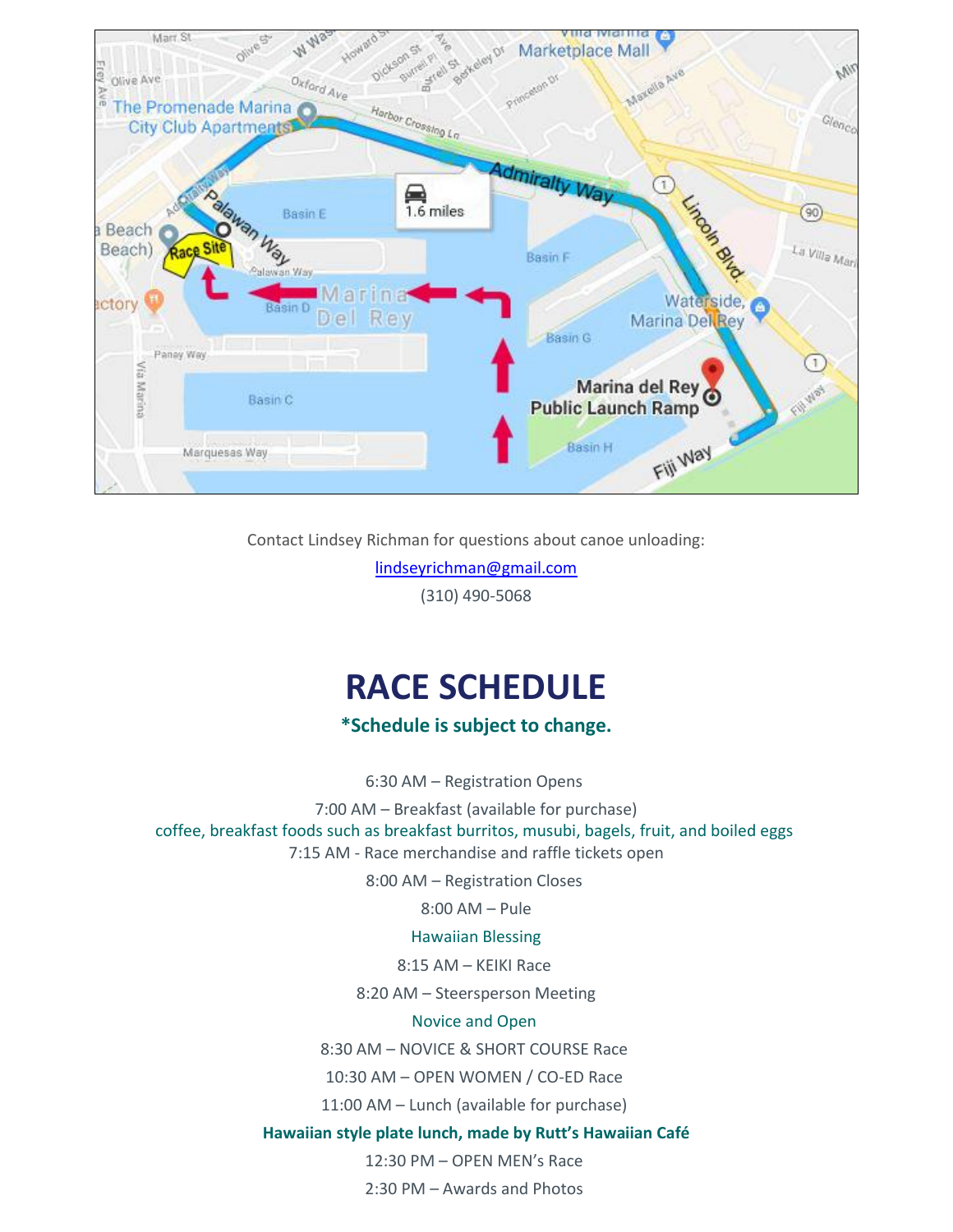Contact Lindsey Richman for questions about canoe unloading:

lindseyrichman@gmail.com

(310) 490-5068

# RACE SCHEDULE

**\*Schedule is subject to change.**

6:30 AM – Registration Opens

7:00 AM – Breakfast (available for purchase)

coffee, breakfast foods such as breakfast burritos, musubi, bagels, fruit, and boiled eggs

7:15 AM - Race merchandise and raffle tickets open

8:00 AM – Registration Closes

8:00 AM – Pule

Hawaiian Blessing

8:15 AM – KEIKI Race

8:20 AM – Steersperson Meeting

Novice and Open

8:30 AM – NOVICE & SHORT COURSE Race

10:30 AM – OPEN WOMEN / CO-ED Race

11:00 AM – Lunch (available for purchase)

**Hawaiian style plate lunch, made by Rutt's Hawaiian Café**

12:30 PM – OPEN MEN's Race

2:30 PM – Awards and Photos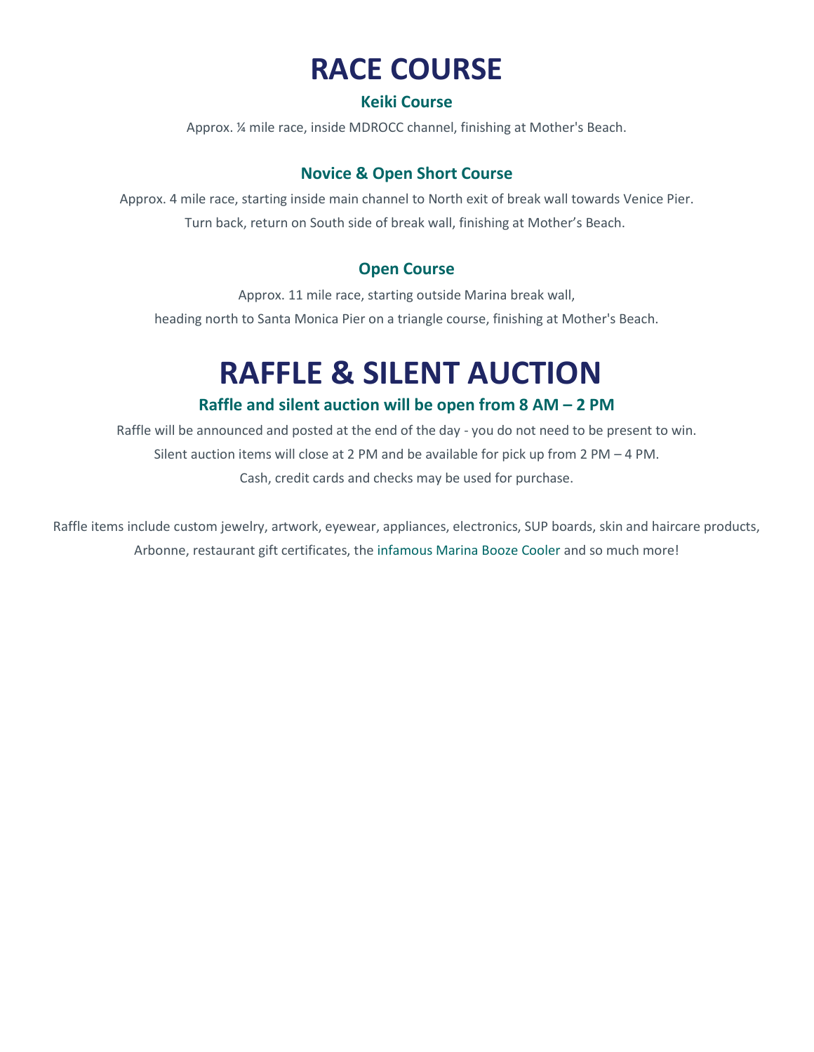# RACE COURSE

### Keiki Course

Approx. ¼ mile race, inside MDROCC channel, finishing at Mother's Beach.

### Novice & Open Short Course

Approx. 4 mile race, starting inside main channel to North exit of break wall towards Venice Pier.
Turn back, return on South side of break wall, finishing at Mother’s Beach.

### Open Course

Approx. 11 mile race, starting outside Marina break wall,
heading north to Santa Monica Pier on a triangle course, finishing at Mother's Beach.

# RAFFLE & SILENT AUCTION

### Raffle and silent auction will be open from 8 AM – 2 PM

Raffle will be announced and posted at the end of the day - you do not need to be present to win.
Silent auction items will close at 2 PM and be available for pick up from 2 PM – 4 PM.
Cash, credit cards and checks may be used for purchase.

Raffle items include custom jewelry, artwork, eyewear, appliances, electronics, SUP boards, skin and haircare products, Arbonne, restaurant gift certificates, the infamous Marina Booze Cooler and so much more!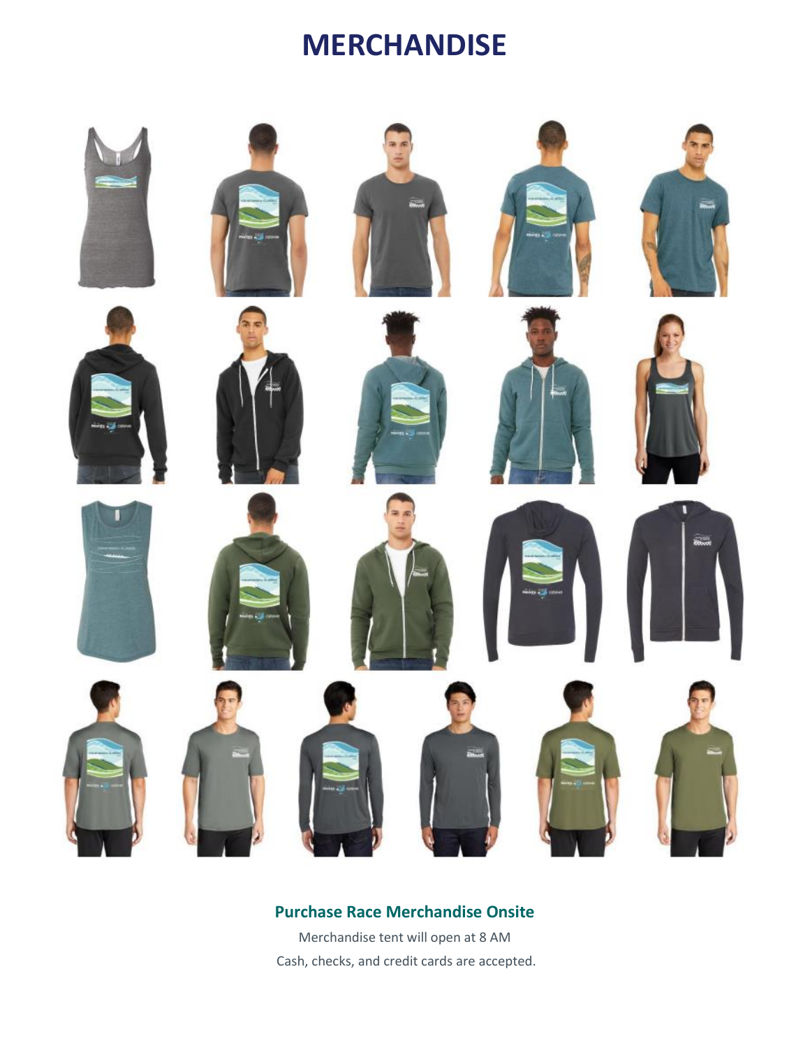# MERCHANDISE

## Purchase Race Merchandise Onsite

Merchandise tent will open at 8 AM

Cash, checks, and credit cards are accepted.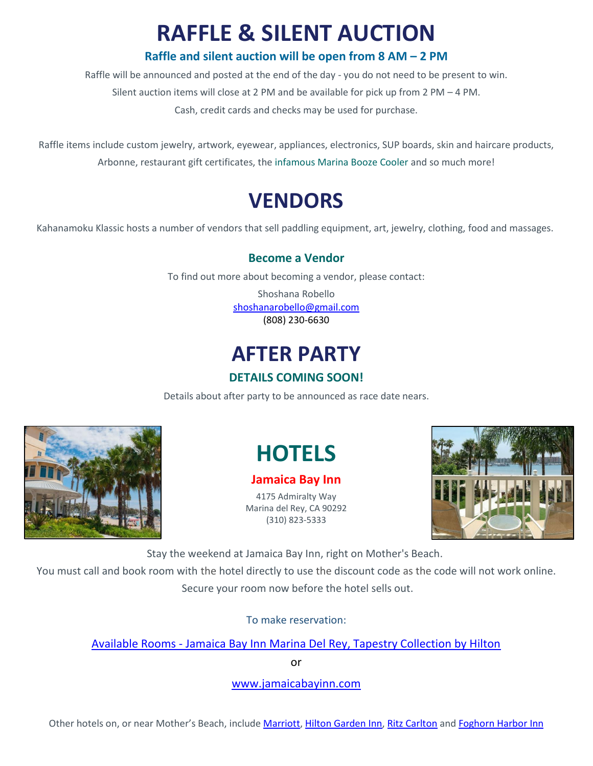# RAFFLE & SILENT AUCTION

### Raffle and silent auction will be open from 8 AM – 2 PM

Raffle will be announced and posted at the end of the day - you do not need to be present to win.

Silent auction items will close at 2 PM and be available for pick up from 2 PM – 4 PM.

Cash, credit cards and checks may be used for purchase.

Raffle items include custom jewelry, artwork, eyewear, appliances, electronics, SUP boards, skin and haircare products, Arbonne, restaurant gift certificates, the infamous Marina Booze Cooler and so much more!

# VENDORS

Kahanamoku Klassic hosts a number of vendors that sell paddling equipment, art, jewelry, clothing, food and massages.

### Become a Vendor

To find out more about becoming a vendor, please contact:

Shoshana Robello
shoshanarobello@gmail.com
(808) 230-6630

# AFTER PARTY

### DETAILS COMING SOON!

Details about after party to be announced as race date nears.

# HOTELS

### Jamaica Bay Inn

4175 Admiralty Way
Marina del Rey, CA 90292
(310) 823-5333

Stay the weekend at Jamaica Bay Inn, right on Mother's Beach.

You must call and book room with the hotel directly to use the discount code as the code will not work online.

Secure your room now before the hotel sells out.

To make reservation:

Available Rooms - Jamaica Bay Inn Marina Del Rey, Tapestry Collection by Hilton

or

www.jamaicabayinn.com

Other hotels on, or near Mother's Beach, include Marriott, Hilton Garden Inn, Ritz Carlton and Foghorn Harbor Inn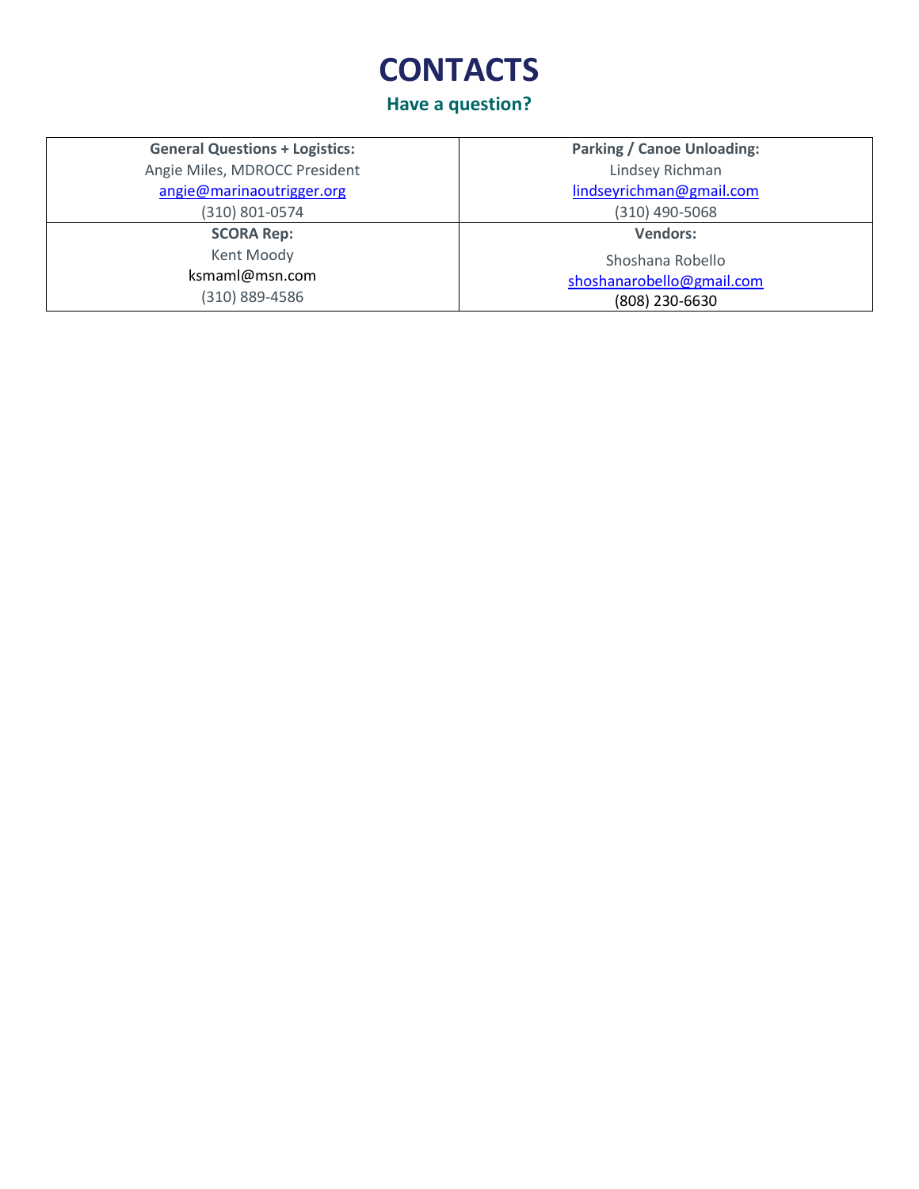# CONTACTS

## Have a question?

| | |
|---|---|
| **General Questions + Logistics:**<br>Angie Miles, MDROCC President<br>angie@marinaoutrigger.org<br>(310) 801-0574 | **Parking / Canoe Unloading:**<br>Lindsey Richman<br>lindseyrichman@gmail.com<br>(310) 490-5068 |
| **SCORA Rep:**<br>Kent Moody<br>ksmaml@msn.com<br>(310) 889-4586 | **Vendors:**<br>Shoshana Robello<br>shoshanarobello@gmail.com<br>(808) 230-6630 |